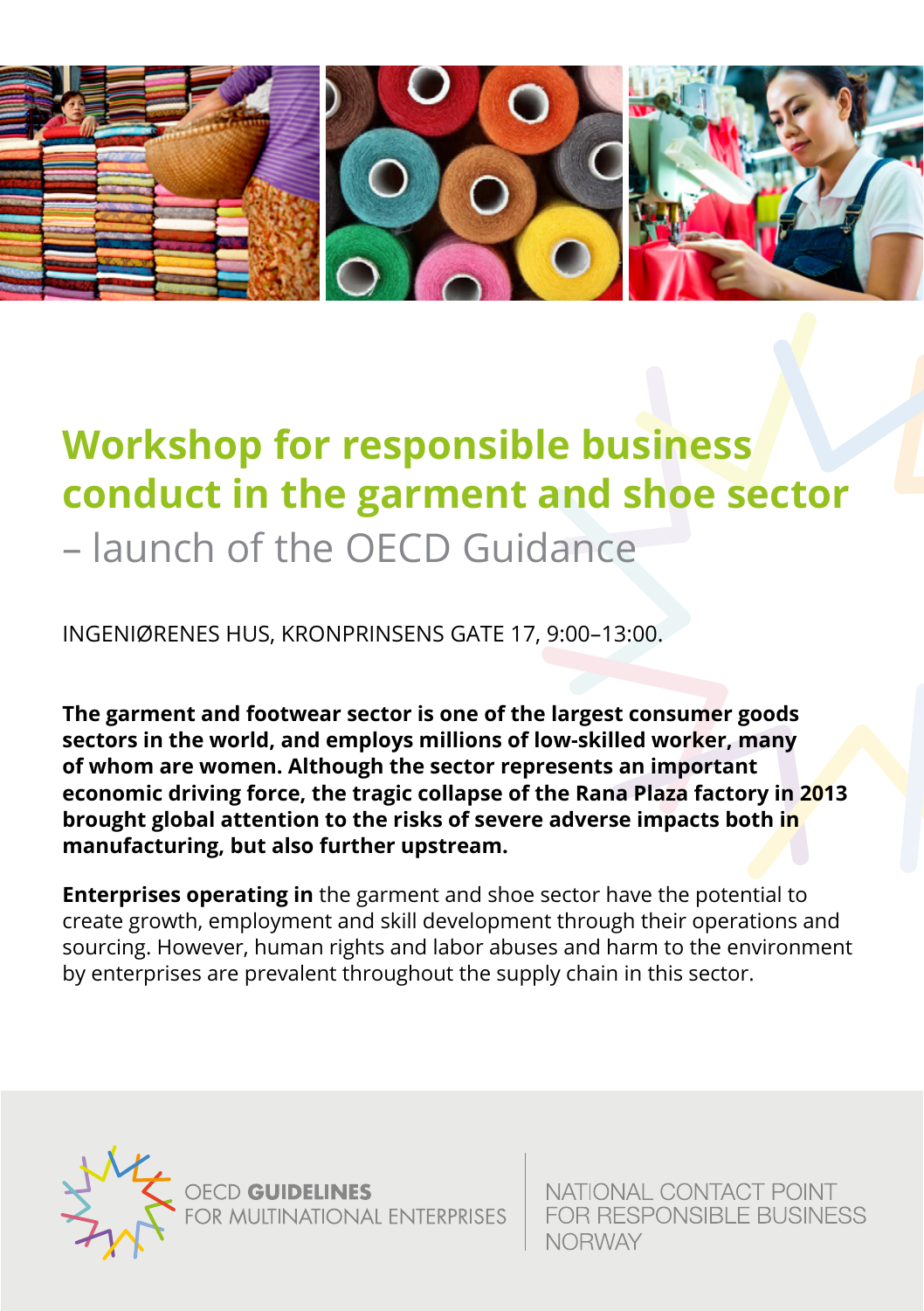# Workshop for responsible business conduct in the garment and shoe sector

– launch of the OECD Guidance

INGENIØRENES HUS, KRONPRINSENS GATE 17, 9:00–13:00.

**The garment and footwear sector is one of the largest consumer goods sectors in the world, and employs millions of low-skilled worker, many of whom are women. Although the sector represents an important economic driving force, the tragic collapse of the Rana Plaza factory in 2013 brought global attention to the risks of severe adverse impacts both in manufacturing, but also further upstream.**

**Enterprises operating in** the garment and shoe sector have the potential to create growth, employment and skill development through their operations and sourcing. However, human rights and labor abuses and harm to the environment by enterprises are prevalent throughout the supply chain in this sector.

OECD **GUIDELINES** FOR MULTINATIONAL ENTERPRISES

NATIONAL CONTACT POINT FOR RESPONSIBLE BUSINESS NORWAY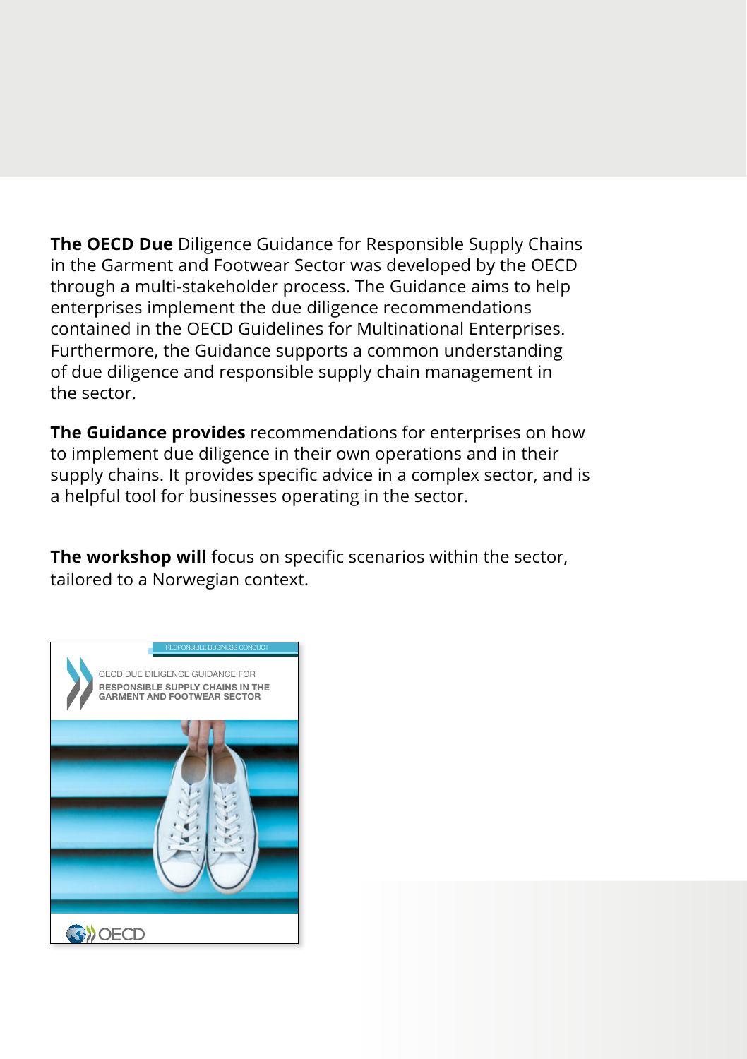**The OECD Due** Diligence Guidance for Responsible Supply Chains in the Garment and Footwear Sector was developed by the OECD through a multi-stakeholder process. The Guidance aims to help enterprises implement the due diligence recommendations contained in the OECD Guidelines for Multinational Enterprises. Furthermore, the Guidance supports a common understanding of due diligence and responsible supply chain management in the sector.

**The Guidance provides** recommendations for enterprises on how to implement due diligence in their own operations and in their supply chains. It provides specific advice in a complex sector, and is a helpful tool for businesses operating in the sector.

**The workshop will** focus on specific scenarios within the sector, tailored to a Norwegian context.

RESPONSIBLE BUSINESS CONDUCT

OECD DUE DILIGENCE GUIDANCE FOR
**RESPONSIBLE SUPPLY CHAINS IN THE GARMENT AND FOOTWEAR SECTOR**

OECD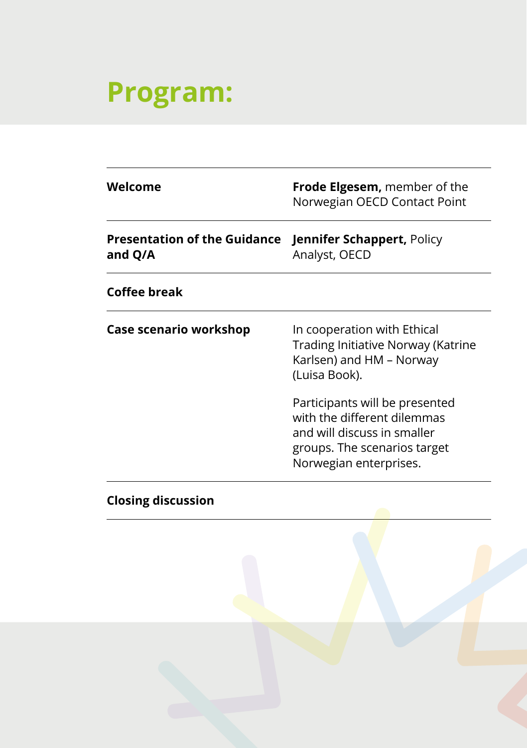# Program:

| | |
|---|---|
| **Welcome** | **Frode Elgesem,** member of the Norwegian OECD Contact Point |
| **Presentation of the Guidance and Q/A** | **Jennifer Schappert,** Policy Analyst, OECD |
| **Coffee break** | |
| **Case scenario workshop** | In cooperation with Ethical Trading Initiative Norway (Katrine Karlsen) and HM – Norway (Luisa Book).<br><br>Participants will be presented with the different dilemmas and will discuss in smaller groups. The scenarios target Norwegian enterprises. |
| **Closing discussion** | |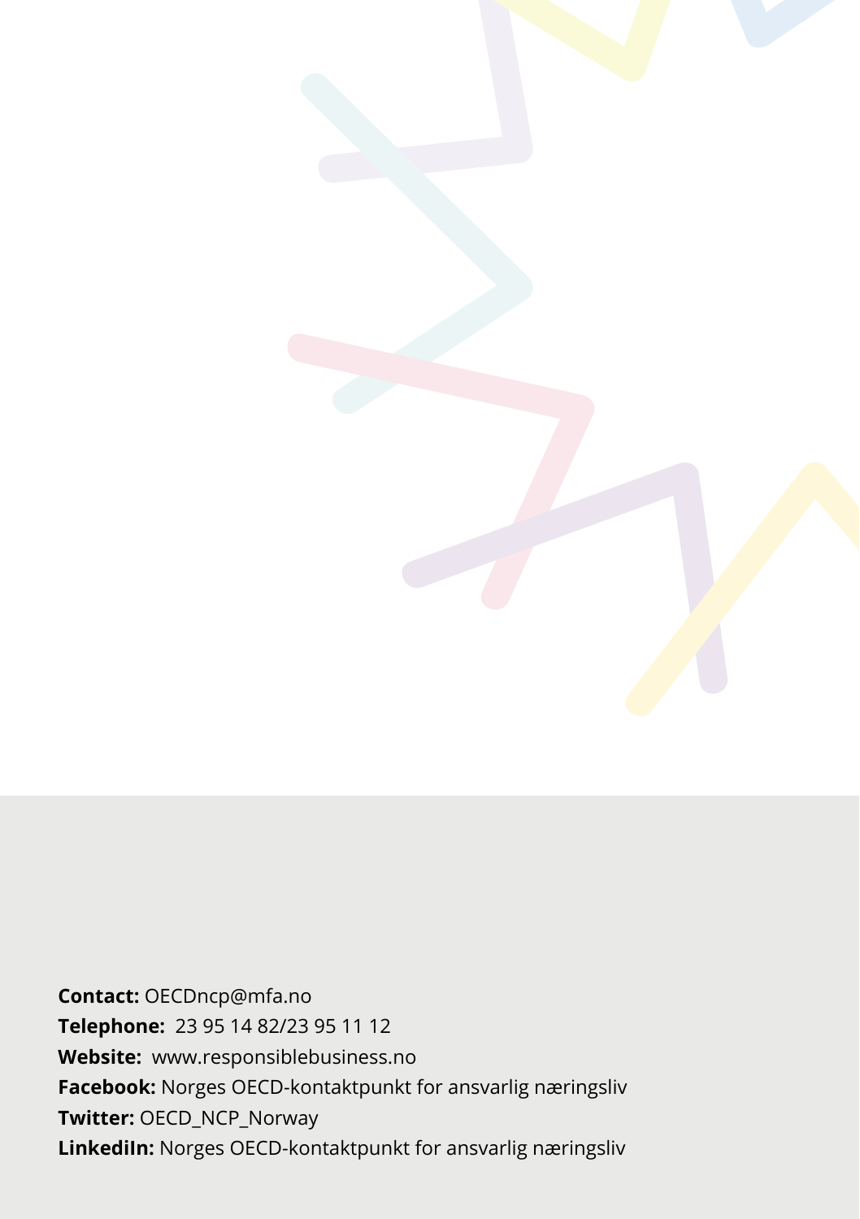**Contact:** OECDncp@mfa.no
**Telephone:** 23 95 14 82/23 95 11 12
**Website:** www.responsiblebusiness.no
**Facebook:** Norges OECD-kontaktpunkt for ansvarlig næringsliv
**Twitter:** OECD_NCP_Norway
**LinkedIn:** Norges OECD-kontaktpunkt for ansvarlig næringsliv